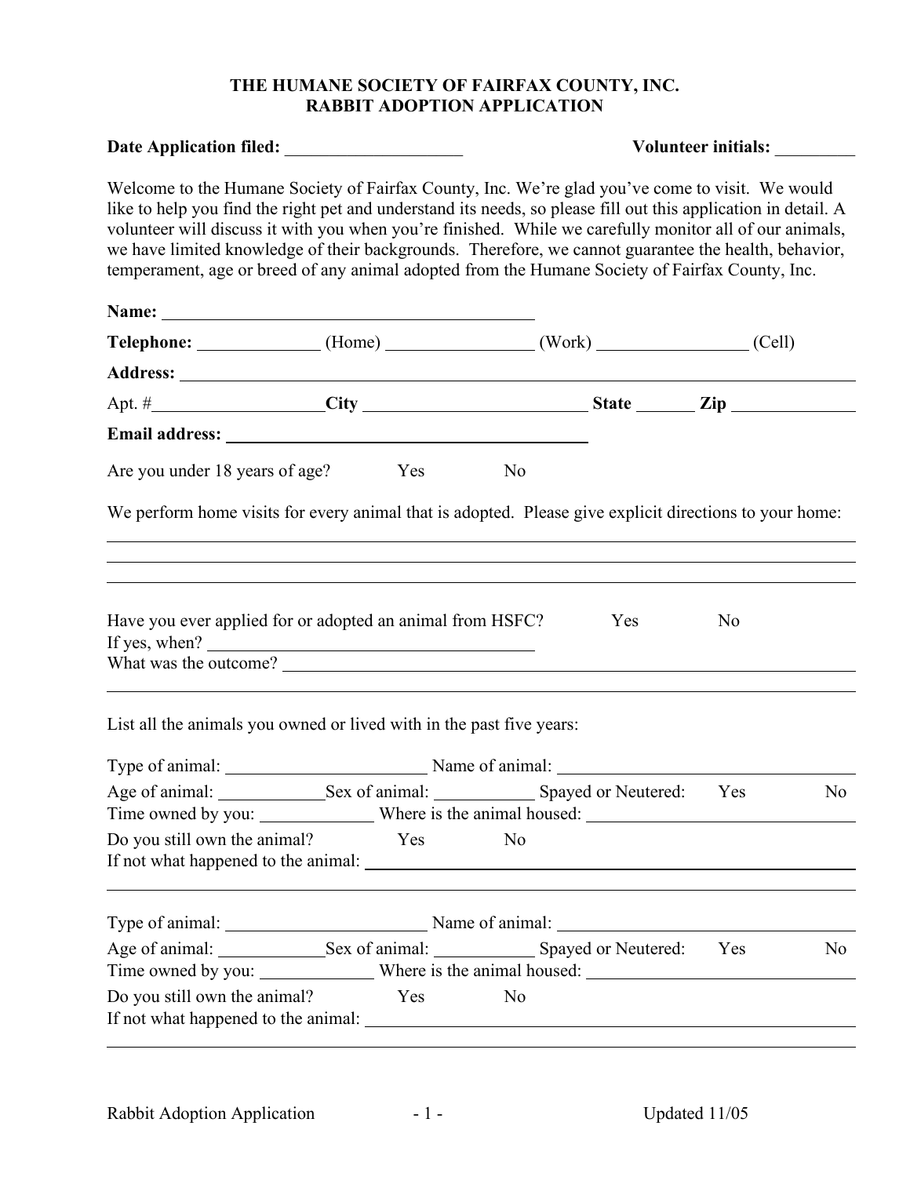# THE HUMANE SOCIETY OF FAIRFAX COUNTY, INC.
## RABBIT ADOPTION APPLICATION

**Date Application filed:** ____________________ **Volunteer initials:** _________

Welcome to the Humane Society of Fairfax County, Inc. We're glad you've come to visit. We would like to help you find the right pet and understand its needs, so please fill out this application in detail. A volunteer will discuss it with you when you're finished. While we carefully monitor all of our animals, we have limited knowledge of their backgrounds. Therefore, we cannot guarantee the health, behavior, temperament, age or breed of any animal adopted from the Humane Society of Fairfax County, Inc.

**Name:** ____________________________________________

**Telephone:** ______________ (Home) _________________ (Work) _________________ (Cell)

**Address:** ______________________________________________________________________

Apt. #___________________ **City** _________________________ **State** _______ **Zip** ______________

**Email address:** __________________________________________

Are you under 18 years of age? Yes No

We perform home visits for every animal that is adopted. Please give explicit directions to your home:

__________________________________________________________________________________

__________________________________________________________________________________

__________________________________________________________________________________

Have you ever applied for or adopted an animal from HSFC? Yes No

If yes, when? ______________________________________

What was the outcome? ________________________________________________________________

__________________________________________________________________________________

List all the animals you owned or lived with in the past five years:

Type of animal: _______________________ Name of animal: ___________________________________

Age of animal: ____________ Sex of animal: ___________ Spayed or Neutered: Yes No

Time owned by you: _____________ Where is the animal housed: ______________________________

Do you still own the animal? Yes No

If not what happened to the animal: ______________________________________________________

__________________________________________________________________________________

Type of animal: _______________________ Name of animal: ___________________________________

Age of animal: ____________ Sex of animal: ___________ Spayed or Neutered: Yes No

Time owned by you: _____________ Where is the animal housed: ______________________________

Do you still own the animal? Yes No

If not what happened to the animal: ______________________________________________________

__________________________________________________________________________________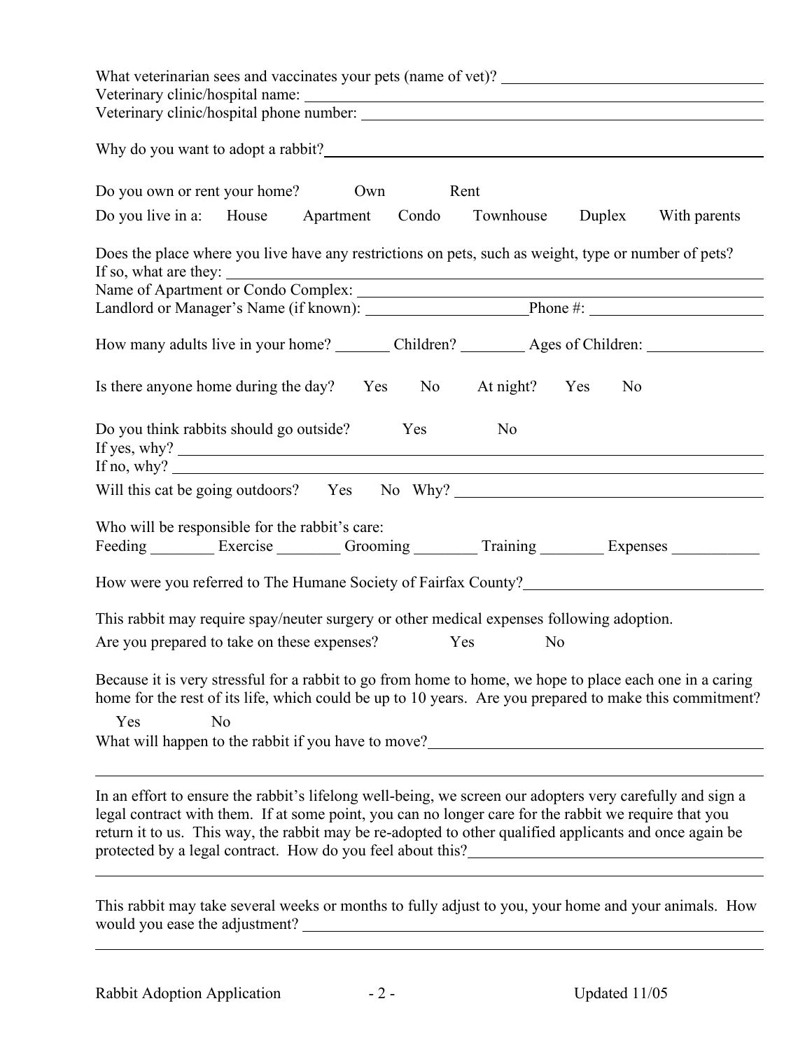What veterinarian sees and vaccinates your pets (name of vet)? ____________________
Veterinary clinic/hospital name: ____________________
Veterinary clinic/hospital phone number: ____________________

Why do you want to adopt a rabbit? ____________________

Do you own or rent your home? Own Rent

Do you live in a: House Apartment Condo Townhouse Duplex With parents

Does the place where you live have any restrictions on pets, such as weight, type or number of pets?
If so, what are they: ____________________
Name of Apartment or Condo Complex: ____________________
Landlord or Manager's Name (if known): ____________________ Phone #: ____________________

How many adults live in your home? ________ Children? ________ Ages of Children: ____________________

Is there anyone home during the day? Yes No At night? Yes No

Do you think rabbits should go outside? Yes No
If yes, why? ____________________
If no, why? ____________________

Will this cat be going outdoors? Yes No Why? ____________________

Who will be responsible for the rabbit's care:
Feeding ________ Exercise ________ Grooming ________ Training ________ Expenses ________

How were you referred to The Humane Society of Fairfax County? ____________________

This rabbit may require spay/neuter surgery or other medical expenses following adoption.
Are you prepared to take on these expenses? Yes No

Because it is very stressful for a rabbit to go from home to home, we hope to place each one in a caring home for the rest of its life, which could be up to 10 years. Are you prepared to make this commitment?
Yes No

What will happen to the rabbit if you have to move? ____________________

____________________

In an effort to ensure the rabbit's lifelong well-being, we screen our adopters very carefully and sign a legal contract with them. If at some point, you can no longer care for the rabbit we require that you return it to us. This way, the rabbit may be re-adopted to other qualified applicants and once again be protected by a legal contract. How do you feel about this? ____________________

____________________

This rabbit may take several weeks or months to fully adjust to you, your home and your animals. How would you ease the adjustment? ____________________

____________________

Rabbit Adoption Application Updated 11/05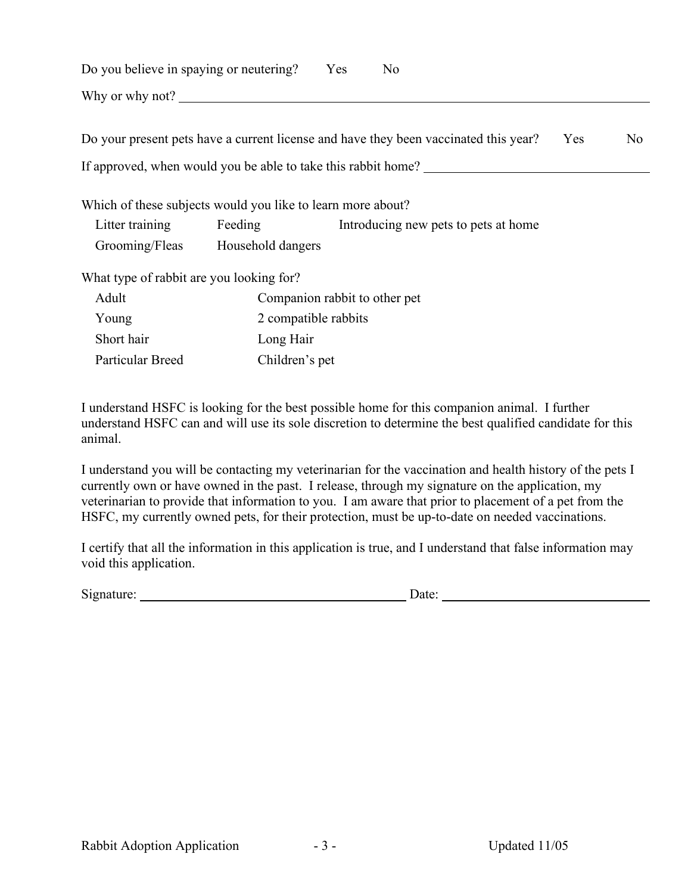Do you believe in spaying or neutering? Yes No

Why or why not? ______________________________________________

Do you present pets have a current license and have they been vaccinated this year? Yes No

If approved, when would you be able to take this rabbit home? ______________________

Which of these subjects would you like to learn more about?

| | | |
|---|---|---|
| Litter training | Feeding | Introducing new pets to pets at home |
| Grooming/Fleas | Household dangers | |

What type of rabbit are you looking for?

| | |
|---|---|
| Adult | Companion rabbit to other pet |
| Young | 2 compatible rabbits |
| Short hair | Long Hair |
| Particular Breed | Children's pet |

I understand HSFC is looking for the best possible home for this companion animal. I further understand HSFC can and will use its sole discretion to determine the best qualified candidate for this animal.

I understand you will be contacting my veterinarian for the vaccination and health history of the pets I currently own or have owned in the past. I release, through my signature on the application, my veterinarian to provide that information to you. I am aware that prior to placement of a pet from the HSFC, my currently owned pets, for their protection, must be up-to-date on needed vaccinations.

I certify that all the information in this application is true, and I understand that false information may void this application.

Signature: ______________________________ Date: ______________________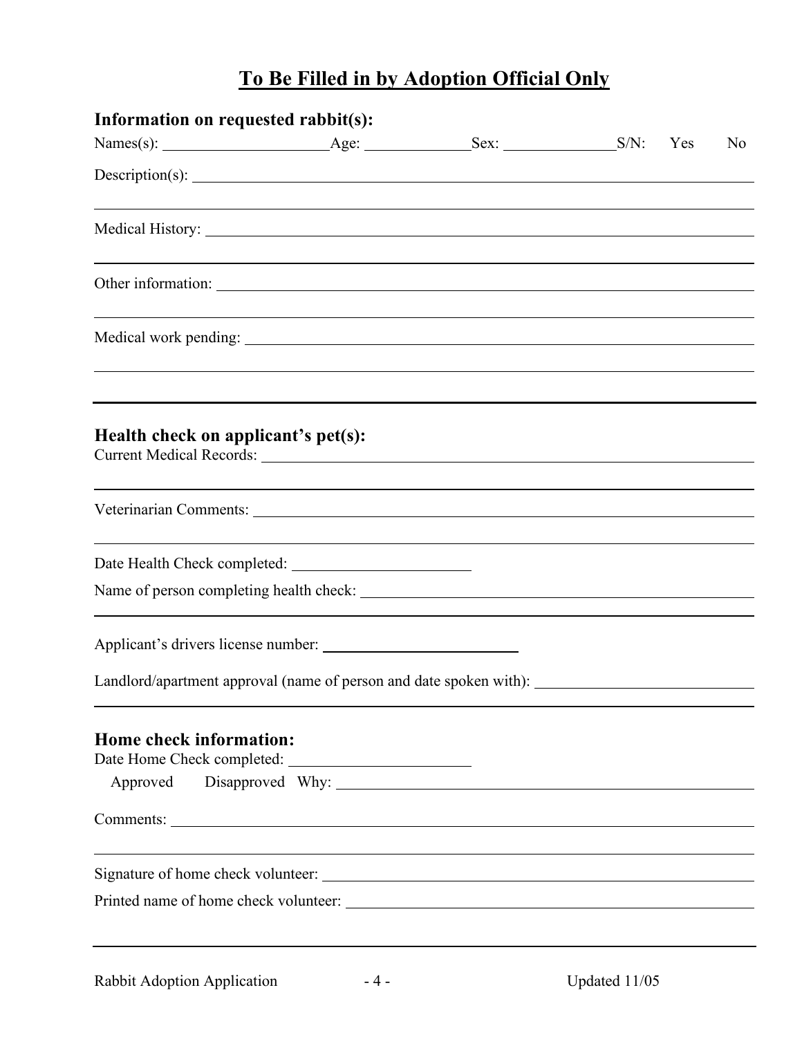# To Be Filled in by Adoption Official Only

## Information on requested rabbit(s):

Names(s): ____________________ Age: ____________ Sex: ____________ S/N: Yes No

Description(s): ____________________________________________________________

____________________________________________________________

Medical History: ____________________________________________________________

____________________________________________________________

Other information: ____________________________________________________________

____________________________________________________________

Medical work pending: ____________________________________________________________

____________________________________________________________

---

## Health check on applicant's pet(s):

Current Medical Records: ____________________________________________________________

____________________________________________________________

Veterinarian Comments: ____________________________________________________________

____________________________________________________________

Date Health Check completed: ______________________

Name of person completing health check: ____________________________________________

____________________________________________________________

Applicant's drivers license number: ______________________

Landlord/apartment approval (name of person and date spoken with): ______________________

____________________________________________________________

## Home check information:

Date Home Check completed: ______________________

Approved Disapproved Why: ____________________________________________________________

Comments: ____________________________________________________________

____________________________________________________________

Signature of home check volunteer: ____________________________________________

Printed name of home check volunteer: ____________________________________________

---

Rabbit Adoption Application Updated 11/05